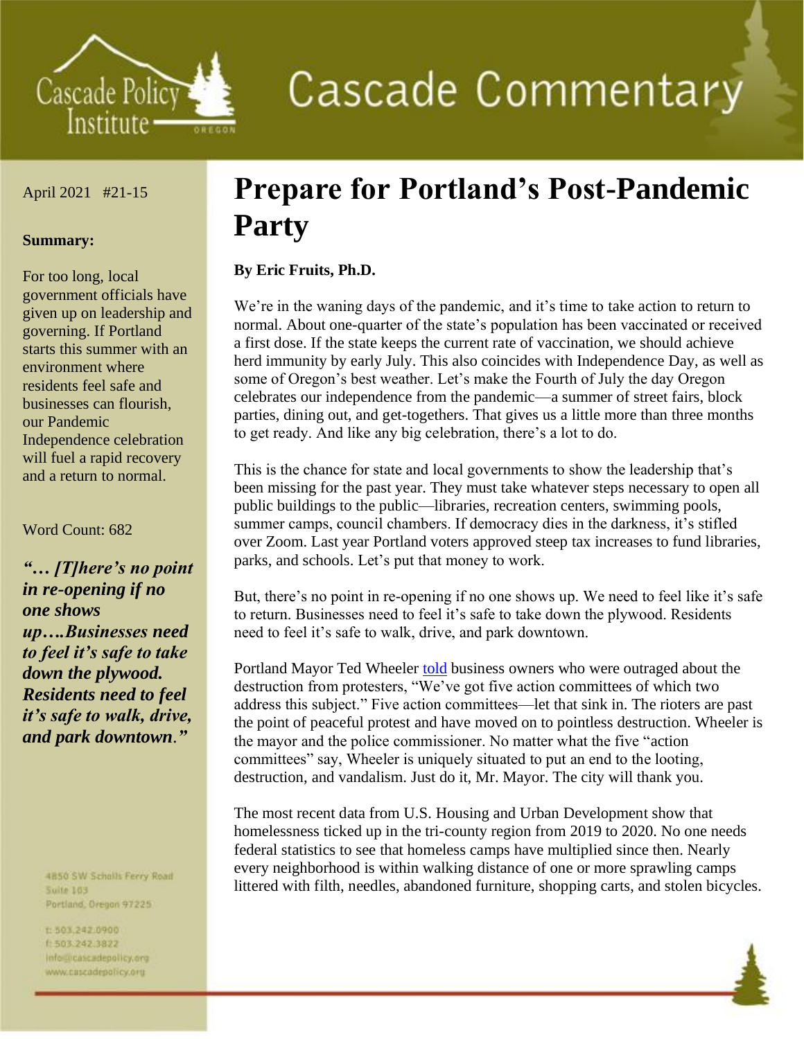# Cascade Commentary

Cascade Policy Institute

April 2021 #21-15

**Summary:**

For too long, local government officials have given up on leadership and governing. If Portland starts this summer with an environment where residents feel safe and businesses can flourish, our Pandemic Independence celebration will fuel a rapid recovery and a return to normal.

Word Count: 682

***"… [T]here's no point in re-opening if no one shows up….Businesses need to feel it's safe to take down the plywood. Residents need to feel it's safe to walk, drive, and park downtown."***

4850 SW Scholls Ferry Road
Suite 103
Portland, Oregon 97225

t: 503.242.0900
f: 503.242.3822
info@cascadepolicy.org
www.cascadepolicy.org

# Prepare for Portland's Post-Pandemic Party

**By Eric Fruits, Ph.D.**

We're in the waning days of the pandemic, and it's time to take action to return to normal. About one-quarter of the state's population has been vaccinated or received a first dose. If the state keeps the current rate of vaccination, we should achieve herd immunity by early July. This also coincides with Independence Day, as well as some of Oregon's best weather. Let's make the Fourth of July the day Oregon celebrates our independence from the pandemic—a summer of street fairs, block parties, dining out, and get-togethers. That gives us a little more than three months to get ready. And like any big celebration, there's a lot to do.

This is the chance for state and local governments to show the leadership that's been missing for the past year. They must take whatever steps necessary to open all public buildings to the public—libraries, recreation centers, swimming pools, summer camps, council chambers. If democracy dies in the darkness, it's stifled over Zoom. Last year Portland voters approved steep tax increases to fund libraries, parks, and schools. Let's put that money to work.

But, there's no point in re-opening if no one shows up. We need to feel like it's safe to return. Businesses need to feel it's safe to take down the plywood. Residents need to feel it's safe to walk, drive, and park downtown.

Portland Mayor Ted Wheeler told business owners who were outraged about the destruction from protesters, "We've got five action committees of which two address this subject." Five action committees—let that sink in. The rioters are past the point of peaceful protest and have moved on to pointless destruction. Wheeler is the mayor and the police commissioner. No matter what the five "action committees" say, Wheeler is uniquely situated to put an end to the looting, destruction, and vandalism. Just do it, Mr. Mayor. The city will thank you.

The most recent data from U.S. Housing and Urban Development show that homelessness ticked up in the tri-county region from 2019 to 2020. No one needs federal statistics to see that homeless camps have multiplied since then. Nearly every neighborhood is within walking distance of one or more sprawling camps littered with filth, needles, abandoned furniture, shopping carts, and stolen bicycles.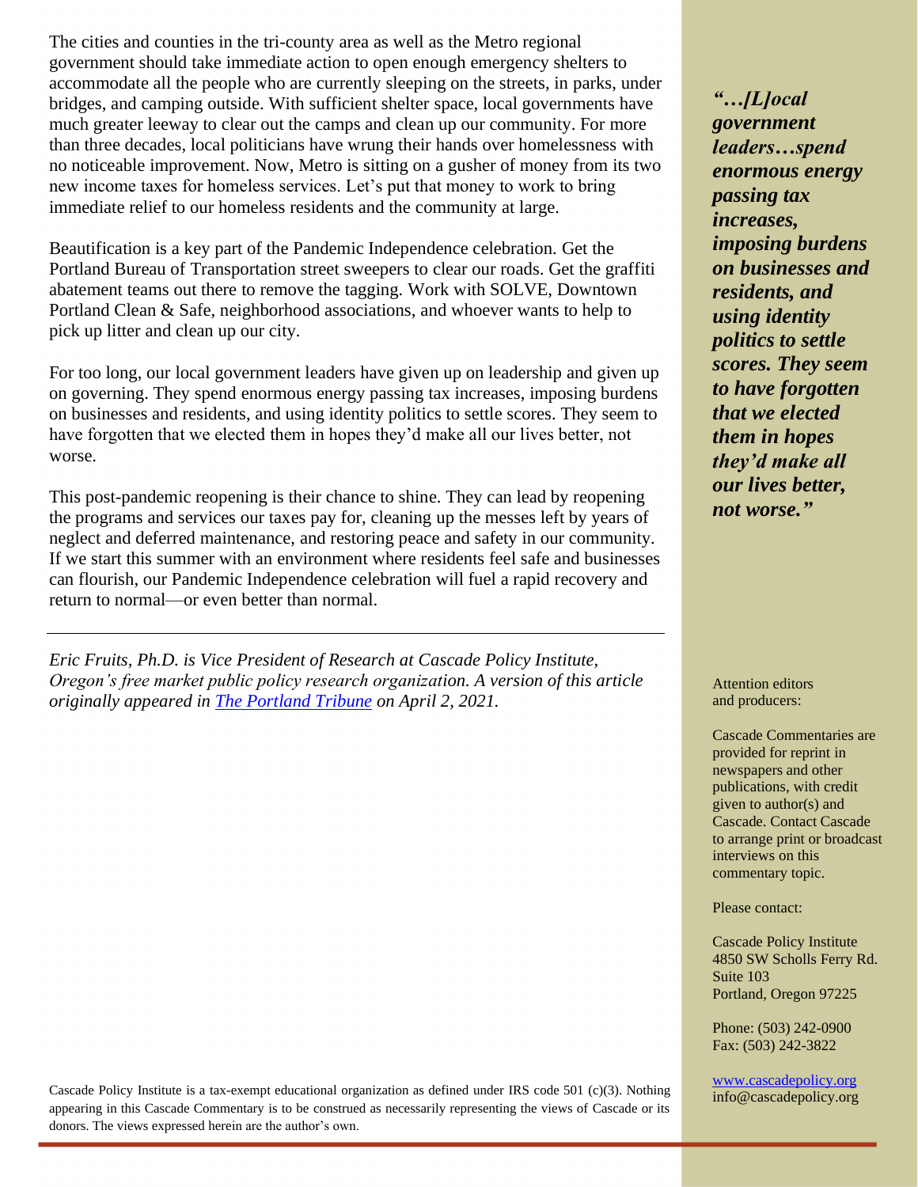The cities and counties in the tri-county area as well as the Metro regional government should take immediate action to open enough emergency shelters to accommodate all the people who are currently sleeping on the streets, in parks, under bridges, and camping outside. With sufficient shelter space, local governments have much greater leeway to clear out the camps and clean up our community. For more than three decades, local politicians have wrung their hands over homelessness with no noticeable improvement. Now, Metro is sitting on a gusher of money from its two new income taxes for homeless services. Let's put that money to work to bring immediate relief to our homeless residents and the community at large.

Beautification is a key part of the Pandemic Independence celebration. Get the Portland Bureau of Transportation street sweepers to clear our roads. Get the graffiti abatement teams out there to remove the tagging. Work with SOLVE, Downtown Portland Clean & Safe, neighborhood associations, and whoever wants to help to pick up litter and clean up our city.

For too long, our local government leaders have given up on leadership and given up on governing. They spend enormous energy passing tax increases, imposing burdens on businesses and residents, and using identity politics to settle scores. They seem to have forgotten that we elected them in hopes they'd make all our lives better, not worse.

This post-pandemic reopening is their chance to shine. They can lead by reopening the programs and services our taxes pay for, cleaning up the messes left by years of neglect and deferred maintenance, and restoring peace and safety in our community. If we start this summer with an environment where residents feel safe and businesses can flourish, our Pandemic Independence celebration will fuel a rapid recovery and return to normal—or even better than normal.

---

*Eric Fruits, Ph.D. is Vice President of Research at Cascade Policy Institute, Oregon's free market public policy research organization. A version of this article originally appeared in [The Portland Tribune](#) on April 2, 2021.*

***"…[L]ocal government leaders…spend enormous energy passing tax increases, imposing burdens on businesses and residents, and using identity politics to settle scores. They seem to have forgotten that we elected them in hopes they'd make all our lives better, not worse."***

Attention editors and producers:

Cascade Commentaries are provided for reprint in newspapers and other publications, with credit given to author(s) and Cascade. Contact Cascade to arrange print or broadcast interviews on this commentary topic.

Please contact:

Cascade Policy Institute
4850 SW Scholls Ferry Rd.
Suite 103
Portland, Oregon 97225

Phone: (503) 242-0900
Fax: (503) 242-3822

www.cascadepolicy.org
info@cascadepolicy.org

Cascade Policy Institute is a tax-exempt educational organization as defined under IRS code 501 (c)(3). Nothing appearing in this Cascade Commentary is to be construed as necessarily representing the views of Cascade or its donors. The views expressed herein are the author's own.